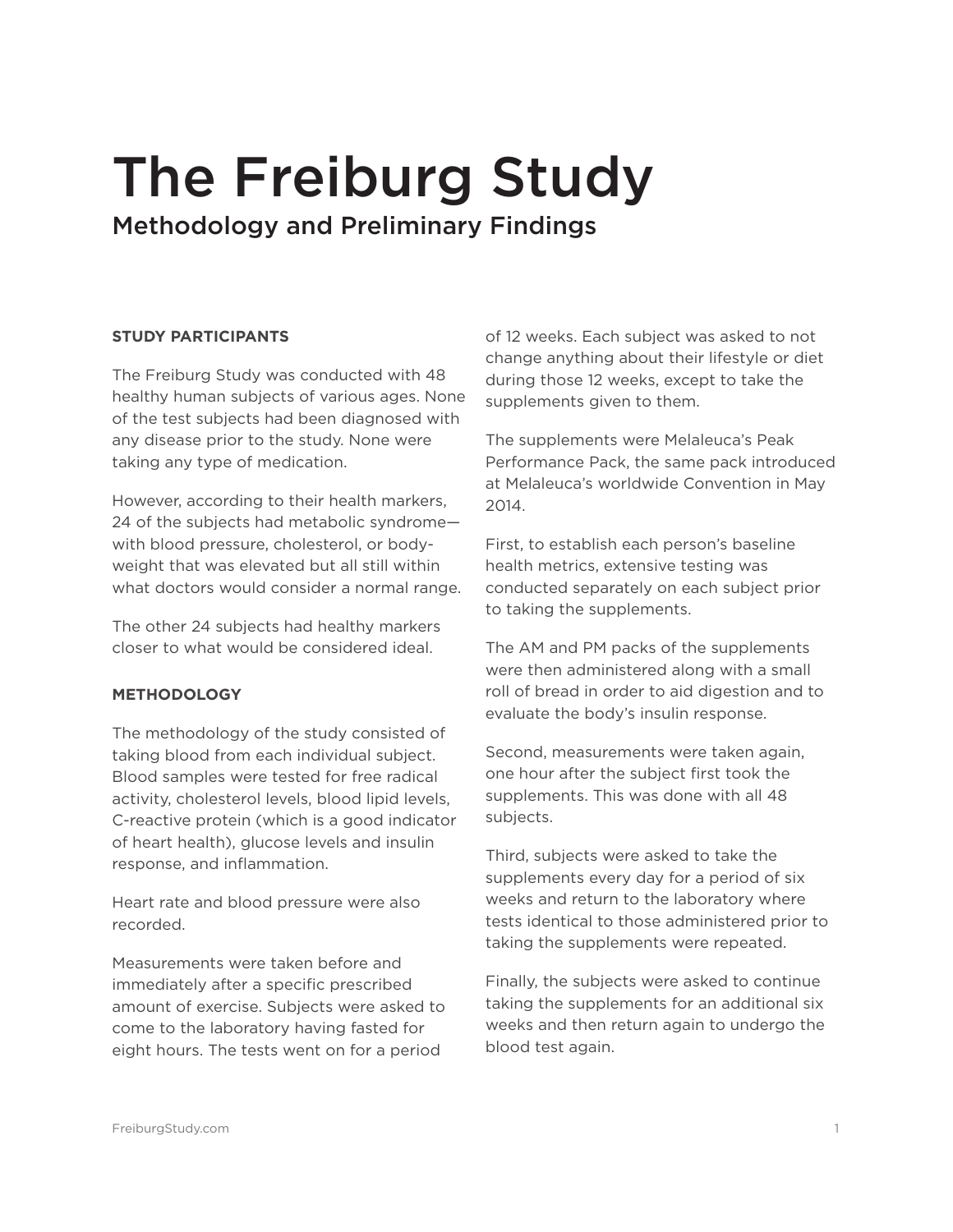# The Freiburg Study

## Methodology and Preliminary Findings

**STUDY PARTICIPANTS**

The Freiburg Study was conducted with 48 healthy human subjects of various ages. None of the test subjects had been diagnosed with any disease prior to the study. None were taking any type of medication.

However, according to their health markers, 24 of the subjects had metabolic syndrome—with blood pressure, cholesterol, or body-weight that was elevated but all still within what doctors would consider a normal range.

The other 24 subjects had healthy markers closer to what would be considered ideal.

**METHODOLOGY**

The methodology of the study consisted of taking blood from each individual subject. Blood samples were tested for free radical activity, cholesterol levels, blood lipid levels, C-reactive protein (which is a good indicator of heart health), glucose levels and insulin response, and inflammation.

Heart rate and blood pressure were also recorded.

Measurements were taken before and immediately after a specific prescribed amount of exercise. Subjects were asked to come to the laboratory having fasted for eight hours. The tests went on for a period of 12 weeks. Each subject was asked to not change anything about their lifestyle or diet during those 12 weeks, except to take the supplements given to them.

The supplements were Melaleuca's Peak Performance Pack, the same pack introduced at Melaleuca's worldwide Convention in May 2014.

First, to establish each person's baseline health metrics, extensive testing was conducted separately on each subject prior to taking the supplements.

The AM and PM packs of the supplements were then administered along with a small roll of bread in order to aid digestion and to evaluate the body's insulin response.

Second, measurements were taken again, one hour after the subject first took the supplements. This was done with all 48 subjects.

Third, subjects were asked to take the supplements every day for a period of six weeks and return to the laboratory where tests identical to those administered prior to taking the supplements were repeated.

Finally, the subjects were asked to continue taking the supplements for an additional six weeks and then return again to undergo the blood test again.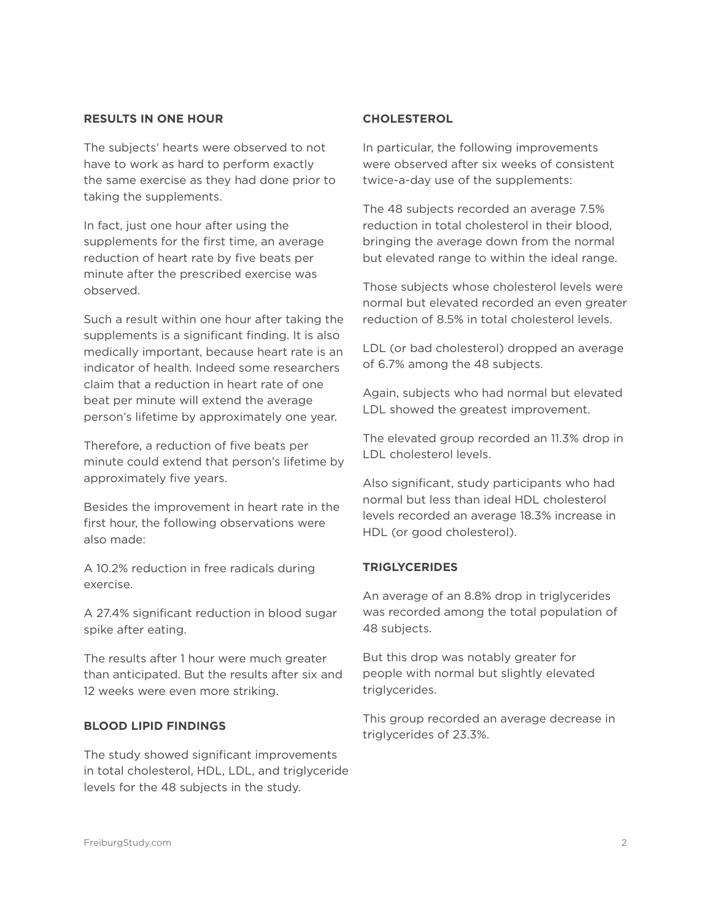**RESULTS IN ONE HOUR**

The subjects' hearts were observed to not have to work as hard to perform exactly the same exercise as they had done prior to taking the supplements.

In fact, just one hour after using the supplements for the first time, an average reduction of heart rate by five beats per minute after the prescribed exercise was observed.

Such a result within one hour after taking the supplements is a significant finding. It is also medically important, because heart rate is an indicator of health. Indeed some researchers claim that a reduction in heart rate of one beat per minute will extend the average person's lifetime by approximately one year.

Therefore, a reduction of five beats per minute could extend that person's lifetime by approximately five years.

Besides the improvement in heart rate in the first hour, the following observations were also made:

A 10.2% reduction in free radicals during exercise.

A 27.4% significant reduction in blood sugar spike after eating.

The results after 1 hour were much greater than anticipated. But the results after six and 12 weeks were even more striking.

**BLOOD LIPID FINDINGS**

The study showed significant improvements in total cholesterol, HDL, LDL, and triglyceride levels for the 48 subjects in the study.

**CHOLESTEROL**

In particular, the following improvements were observed after six weeks of consistent twice-a-day use of the supplements:

The 48 subjects recorded an average 7.5% reduction in total cholesterol in their blood, bringing the average down from the normal but elevated range to within the ideal range.

Those subjects whose cholesterol levels were normal but elevated recorded an even greater reduction of 8.5% in total cholesterol levels.

LDL (or bad cholesterol) dropped an average of 6.7% among the 48 subjects.

Again, subjects who had normal but elevated LDL showed the greatest improvement.

The elevated group recorded an 11.3% drop in LDL cholesterol levels.

Also significant, study participants who had normal but less than ideal HDL cholesterol levels recorded an average 18.3% increase in HDL (or good cholesterol).

**TRIGLYCERIDES**

An average of an 8.8% drop in triglycerides was recorded among the total population of 48 subjects.

But this drop was notably greater for people with normal but slightly elevated triglycerides.

This group recorded an average decrease in triglycerides of 23.3%.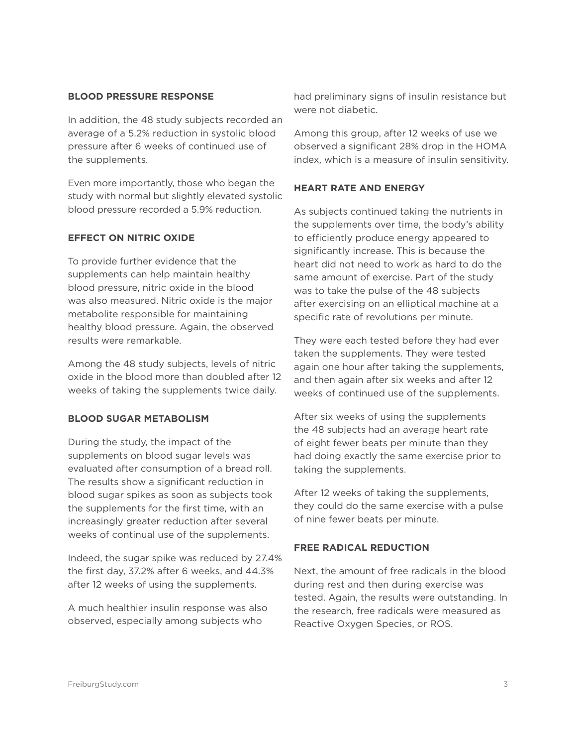### BLOOD PRESSURE RESPONSE

In addition, the 48 study subjects recorded an average of a 5.2% reduction in systolic blood pressure after 6 weeks of continued use of the supplements.

Even more importantly, those who began the study with normal but slightly elevated systolic blood pressure recorded a 5.9% reduction.

### EFFECT ON NITRIC OXIDE

To provide further evidence that the supplements can help maintain healthy blood pressure, nitric oxide in the blood was also measured. Nitric oxide is the major metabolite responsible for maintaining healthy blood pressure. Again, the observed results were remarkable.

Among the 48 study subjects, levels of nitric oxide in the blood more than doubled after 12 weeks of taking the supplements twice daily.

### BLOOD SUGAR METABOLISM

During the study, the impact of the supplements on blood sugar levels was evaluated after consumption of a bread roll. The results show a significant reduction in blood sugar spikes as soon as subjects took the supplements for the first time, with an increasingly greater reduction after several weeks of continual use of the supplements.

Indeed, the sugar spike was reduced by 27.4% the first day, 37.2% after 6 weeks, and 44.3% after 12 weeks of using the supplements.

A much healthier insulin response was also observed, especially among subjects who had preliminary signs of insulin resistance but were not diabetic.

Among this group, after 12 weeks of use we observed a significant 28% drop in the HOMA index, which is a measure of insulin sensitivity.

### HEART RATE AND ENERGY

As subjects continued taking the nutrients in the supplements over time, the body's ability to efficiently produce energy appeared to significantly increase. This is because the heart did not need to work as hard to do the same amount of exercise. Part of the study was to take the pulse of the 48 subjects after exercising on an elliptical machine at a specific rate of revolutions per minute.

They were each tested before they had ever taken the supplements. They were tested again one hour after taking the supplements, and then again after six weeks and after 12 weeks of continued use of the supplements.

After six weeks of using the supplements the 48 subjects had an average heart rate of eight fewer beats per minute than they had doing exactly the same exercise prior to taking the supplements.

After 12 weeks of taking the supplements, they could do the same exercise with a pulse of nine fewer beats per minute.

### FREE RADICAL REDUCTION

Next, the amount of free radicals in the blood during rest and then during exercise was tested. Again, the results were outstanding. In the research, free radicals were measured as Reactive Oxygen Species, or ROS.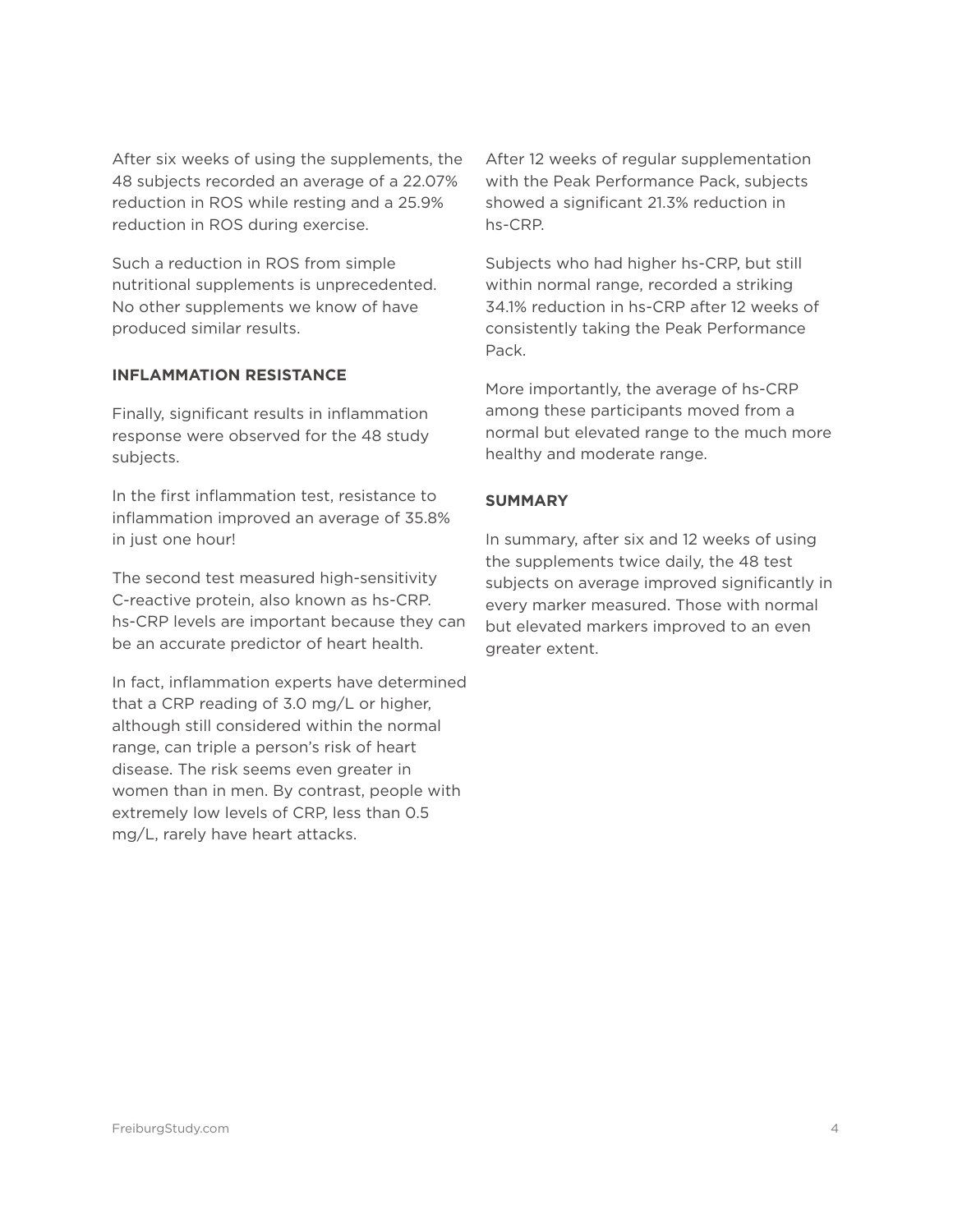After six weeks of using the supplements, the 48 subjects recorded an average of a 22.07% reduction in ROS while resting and a 25.9% reduction in ROS during exercise.

Such a reduction in ROS from simple nutritional supplements is unprecedented. No other supplements we know of have produced similar results.

### INFLAMMATION RESISTANCE

Finally, significant results in inflammation response were observed for the 48 study subjects.

In the first inflammation test, resistance to inflammation improved an average of 35.8% in just one hour!

The second test measured high-sensitivity C-reactive protein, also known as hs-CRP. hs-CRP levels are important because they can be an accurate predictor of heart health.

In fact, inflammation experts have determined that a CRP reading of 3.0 mg/L or higher, although still considered within the normal range, can triple a person's risk of heart disease. The risk seems even greater in women than in men. By contrast, people with extremely low levels of CRP, less than 0.5 mg/L, rarely have heart attacks.

After 12 weeks of regular supplementation with the Peak Performance Pack, subjects showed a significant 21.3% reduction in hs-CRP.

Subjects who had higher hs-CRP, but still within normal range, recorded a striking 34.1% reduction in hs-CRP after 12 weeks of consistently taking the Peak Performance Pack.

More importantly, the average of hs-CRP among these participants moved from a normal but elevated range to the much more healthy and moderate range.

### SUMMARY

In summary, after six and 12 weeks of using the supplements twice daily, the 48 test subjects on average improved significantly in every marker measured. Those with normal but elevated markers improved to an even greater extent.